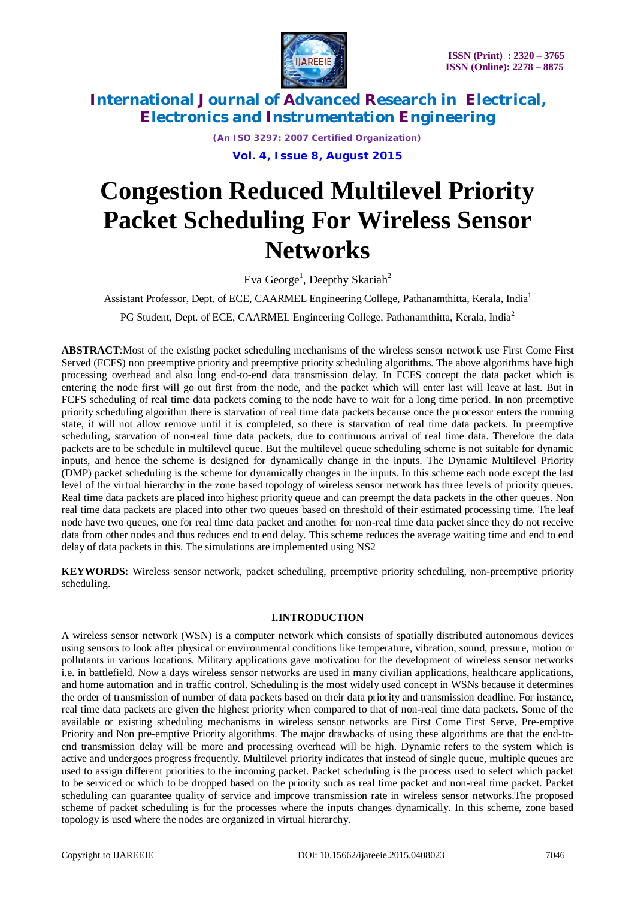# Congestion Reduced Multilevel Priority Packet Scheduling For Wireless Sensor Networks

Eva George[1], Deepthy Skariah[2]

Assistant Professor, Dept. of ECE, CAARMEL Engineering College, Pathanamthitta, Kerala, India[1]

PG Student, Dept. of ECE, CAARMEL Engineering College, Pathanamthitta, Kerala, India[2]

**ABSTRACT**:Most of the existing packet scheduling mechanisms of the wireless sensor network use First Come First Served (FCFS) non preemptive priority and preemptive priority scheduling algorithms. The above algorithms have high processing overhead and also long end-to-end data transmission delay. In FCFS concept the data packet which is entering the node first will go out first from the node, and the packet which will enter last will leave at last. But in FCFS scheduling of real time data packets coming to the node have to wait for a long time period. In non preemptive priority scheduling algorithm there is starvation of real time data packets because once the processor enters the running state, it will not allow remove until it is completed, so there is starvation of real time data packets. In preemptive scheduling, starvation of non-real time data packets, due to continuous arrival of real time data. Therefore the data packets are to be schedule in multilevel queue. But the multilevel queue scheduling scheme is not suitable for dynamic inputs, and hence the scheme is designed for dynamically change in the inputs. The Dynamic Multilevel Priority (DMP) packet scheduling is the scheme for dynamically changes in the inputs. In this scheme each node except the last level of the virtual hierarchy in the zone based topology of wireless sensor network has three levels of priority queues. Real time data packets are placed into highest priority queue and can preempt the data packets in the other queues. Non real time data packets are placed into other two queues based on threshold of their estimated processing time. The leaf node have two queues, one for real time data packet and another for non-real time data packet since they do not receive data from other nodes and thus reduces end to end delay. This scheme reduces the average waiting time and end to end delay of data packets in this. The simulations are implemented using NS2

**KEYWORDS:** Wireless sensor network, packet scheduling, preemptive priority scheduling, non-preemptive priority scheduling.

## I.INTRODUCTION

A wireless sensor network (WSN) is a computer network which consists of spatially distributed autonomous devices using sensors to look after physical or environmental conditions like temperature, vibration, sound, pressure, motion or pollutants in various locations. Military applications gave motivation for the development of wireless sensor networks i.e. in battlefield. Now a days wireless sensor networks are used in many civilian applications, healthcare applications, and home automation and in traffic control. Scheduling is the most widely used concept in WSNs because it determines the order of transmission of number of data packets based on their data priority and transmission deadline. For instance, real time data packets are given the highest priority when compared to that of non-real time data packets. Some of the available or existing scheduling mechanisms in wireless sensor networks are First Come First Serve, Pre-emptive Priority and Non pre-emptive Priority algorithms. The major drawbacks of using these algorithms are that the end-to-end transmission delay will be more and processing overhead will be high. Dynamic refers to the system which is active and undergoes progress frequently. Multilevel priority indicates that instead of single queue, multiple queues are used to assign different priorities to the incoming packet. Packet scheduling is the process used to select which packet to be serviced or which to be dropped based on the priority such as real time packet and non-real time packet. Packet scheduling can guarantee quality of service and improve transmission rate in wireless sensor networks.The proposed scheme of packet scheduling is for the processes where the inputs changes dynamically. In this scheme, zone based topology is used where the nodes are organized in virtual hierarchy.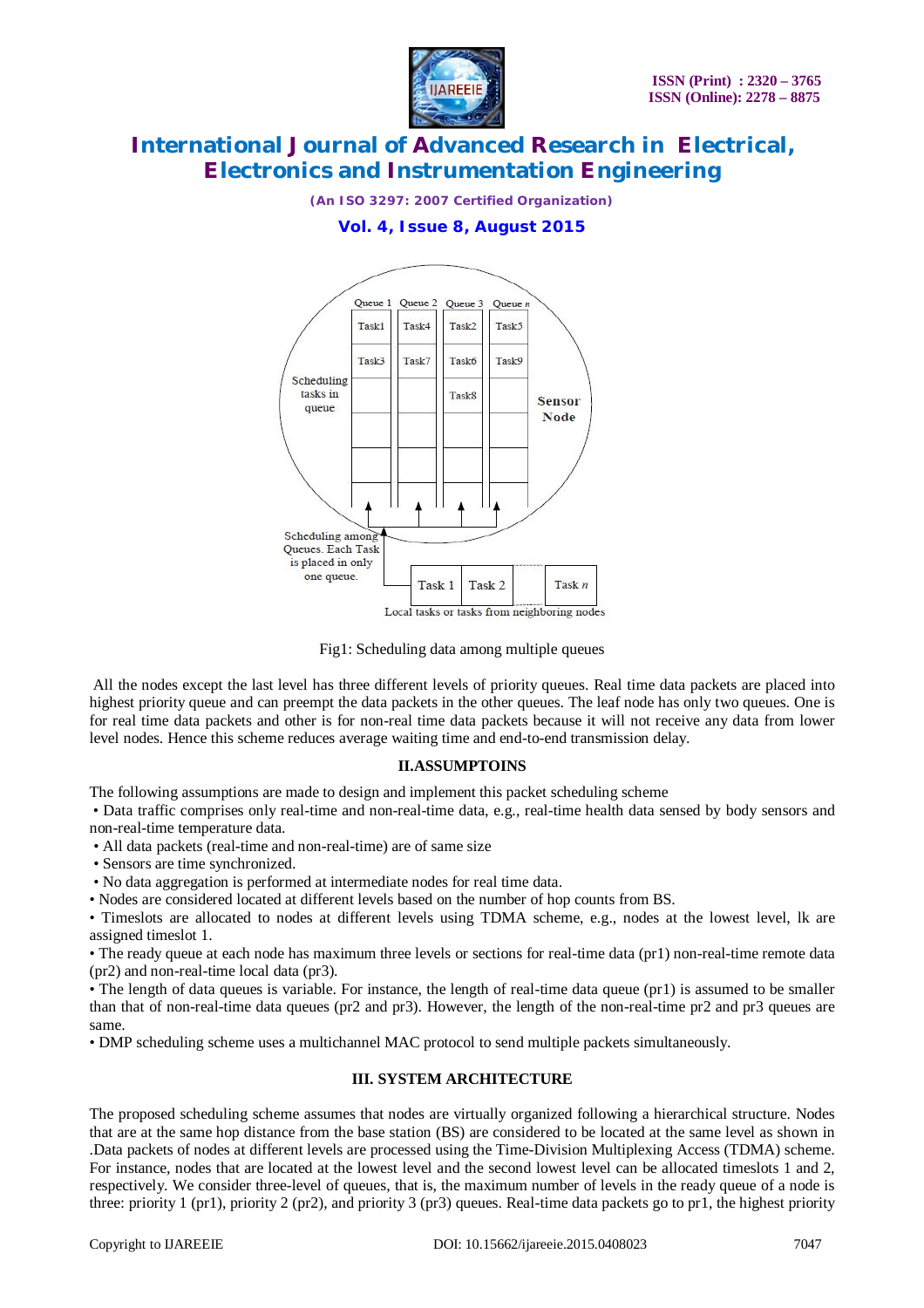Fig1: Scheduling data among multiple queues

All the nodes except the last level has three different levels of priority queues. Real time data packets are placed into highest priority queue and can preempt the data packets in the other queues. The leaf node has only two queues. One is for real time data packets and other is for non-real time data packets because it will not receive any data from lower level nodes. Hence this scheme reduces average waiting time and end-to-end transmission delay.

## II.ASSUMPTOINS

The following assumptions are made to design and implement this packet scheduling scheme

- Data traffic comprises only real-time and non-real-time data, e.g., real-time health data sensed by body sensors and non-real-time temperature data.
- All data packets (real-time and non-real-time) are of same size
- Sensors are time synchronized.
- No data aggregation is performed at intermediate nodes for real time data.
- Nodes are considered located at different levels based on the number of hop counts from BS.
- Timeslots are allocated to nodes at different levels using TDMA scheme, e.g., nodes at the lowest level, lk are assigned timeslot 1.
- The ready queue at each node has maximum three levels or sections for real-time data (pr1) non-real-time remote data (pr2) and non-real-time local data (pr3).
- The length of data queues is variable. For instance, the length of real-time data queue (pr1) is assumed to be smaller than that of non-real-time data queues (pr2 and pr3). However, the length of the non-real-time pr2 and pr3 queues are same.
- DMP scheduling scheme uses a multichannel MAC protocol to send multiple packets simultaneously.

## III. SYSTEM ARCHITECTURE

The proposed scheduling scheme assumes that nodes are virtually organized following a hierarchical structure. Nodes that are at the same hop distance from the base station (BS) are considered to be located at the same level as shown in .Data packets of nodes at different levels are processed using the Time-Division Multiplexing Access (TDMA) scheme. For instance, nodes that are located at the lowest level and the second lowest level can be allocated timeslots 1 and 2, respectively. We consider three-level of queues, that is, the maximum number of levels in the ready queue of a node is three: priority 1 (pr1), priority 2 (pr2), and priority 3 (pr3) queues. Real-time data packets go to pr1, the highest priority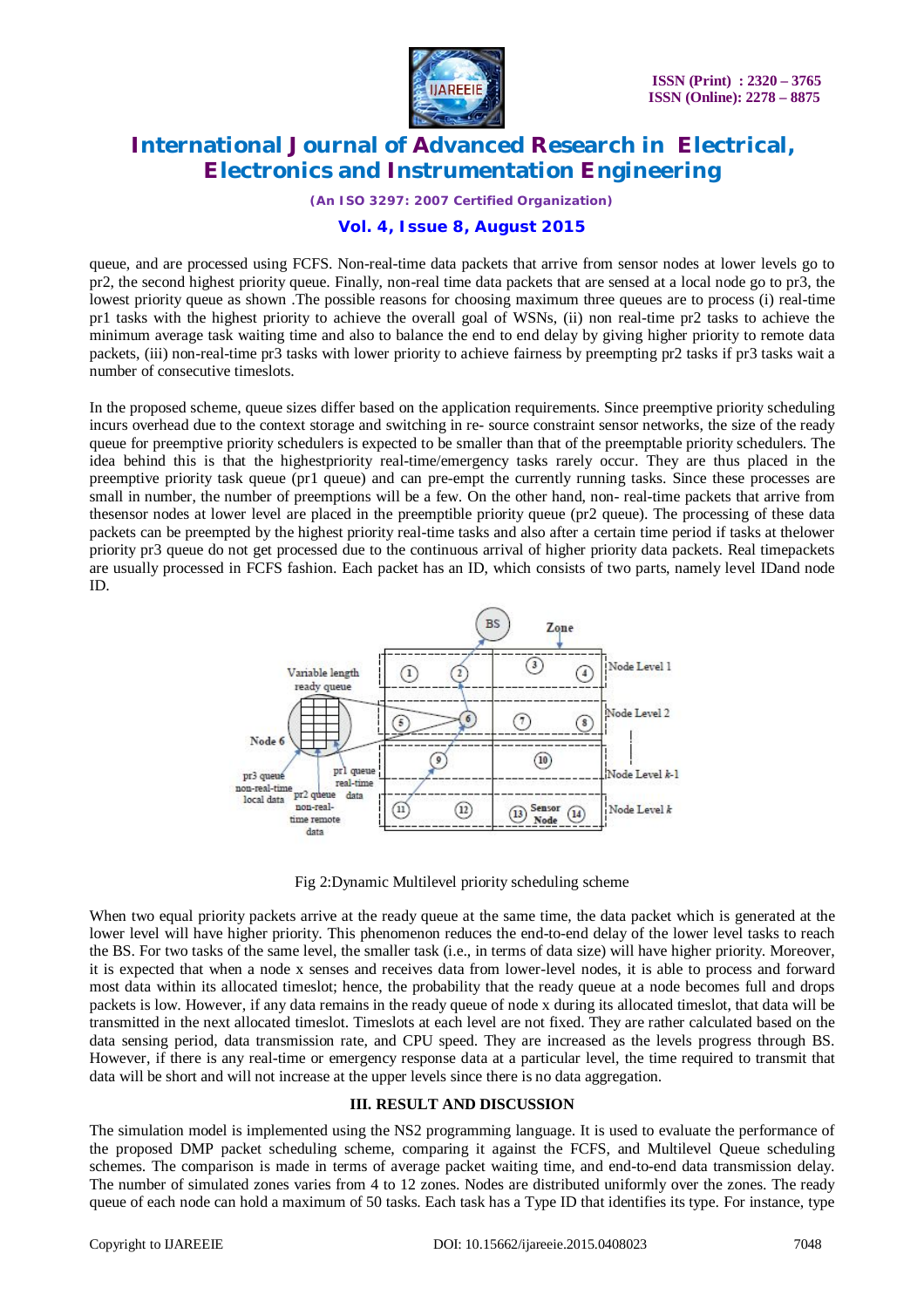queue, and are processed using FCFS. Non-real-time data packets that arrive from sensor nodes at lower levels go to pr2, the second highest priority queue. Finally, non-real time data packets that are sensed at a local node go to pr3, the lowest priority queue as shown .The possible reasons for choosing maximum three queues are to process (i) real-time pr1 tasks with the highest priority to achieve the overall goal of WSNs, (ii) non real-time pr2 tasks to achieve the minimum average task waiting time and also to balance the end to end delay by giving higher priority to remote data packets, (iii) non-real-time pr3 tasks with lower priority to achieve fairness by preempting pr2 tasks if pr3 tasks wait a number of consecutive timeslots.

In the proposed scheme, queue sizes differ based on the application requirements. Since preemptive priority scheduling incurs overhead due to the context storage and switching in re- source constraint sensor networks, the size of the ready queue for preemptive priority schedulers is expected to be smaller than that of the preemptable priority schedulers. The idea behind this is that the highestpriority real-time/emergency tasks rarely occur. They are thus placed in the preemptive priority task queue (pr1 queue) and can pre-empt the currently running tasks. Since these processes are small in number, the number of preemptions will be a few. On the other hand, non- real-time packets that arrive from thesensor nodes at lower level are placed in the preemptible priority queue (pr2 queue). The processing of these data packets can be preempted by the highest priority real-time tasks and also after a certain time period if tasks at thelower priority pr3 queue do not get processed due to the continuous arrival of higher priority data packets. Real timepackets are usually processed in FCFS fashion. Each packet has an ID, which consists of two parts, namely level IDand node ID.

Fig 2:Dynamic Multilevel priority scheduling scheme

When two equal priority packets arrive at the ready queue at the same time, the data packet which is generated at the lower level will have higher priority. This phenomenon reduces the end-to-end delay of the lower level tasks to reach the BS. For two tasks of the same level, the smaller task (i.e., in terms of data size) will have higher priority. Moreover, it is expected that when a node x senses and receives data from lower-level nodes, it is able to process and forward most data within its allocated timeslot; hence, the probability that the ready queue at a node becomes full and drops packets is low. However, if any data remains in the ready queue of node x during its allocated timeslot, that data will be transmitted in the next allocated timeslot. Timeslots at each level are not fixed. They are rather calculated based on the data sensing period, data transmission rate, and CPU speed. They are increased as the levels progress through BS. However, if there is any real-time or emergency response data at a particular level, the time required to transmit that data will be short and will not increase at the upper levels since there is no data aggregation.

## III. RESULT AND DISCUSSION

The simulation model is implemented using the NS2 programming language. It is used to evaluate the performance of the proposed DMP packet scheduling scheme, comparing it against the FCFS, and Multilevel Queue scheduling schemes. The comparison is made in terms of average packet waiting time, and end-to-end data transmission delay. The number of simulated zones varies from 4 to 12 zones. Nodes are distributed uniformly over the zones. The ready queue of each node can hold a maximum of 50 tasks. Each task has a Type ID that identifies its type. For instance, type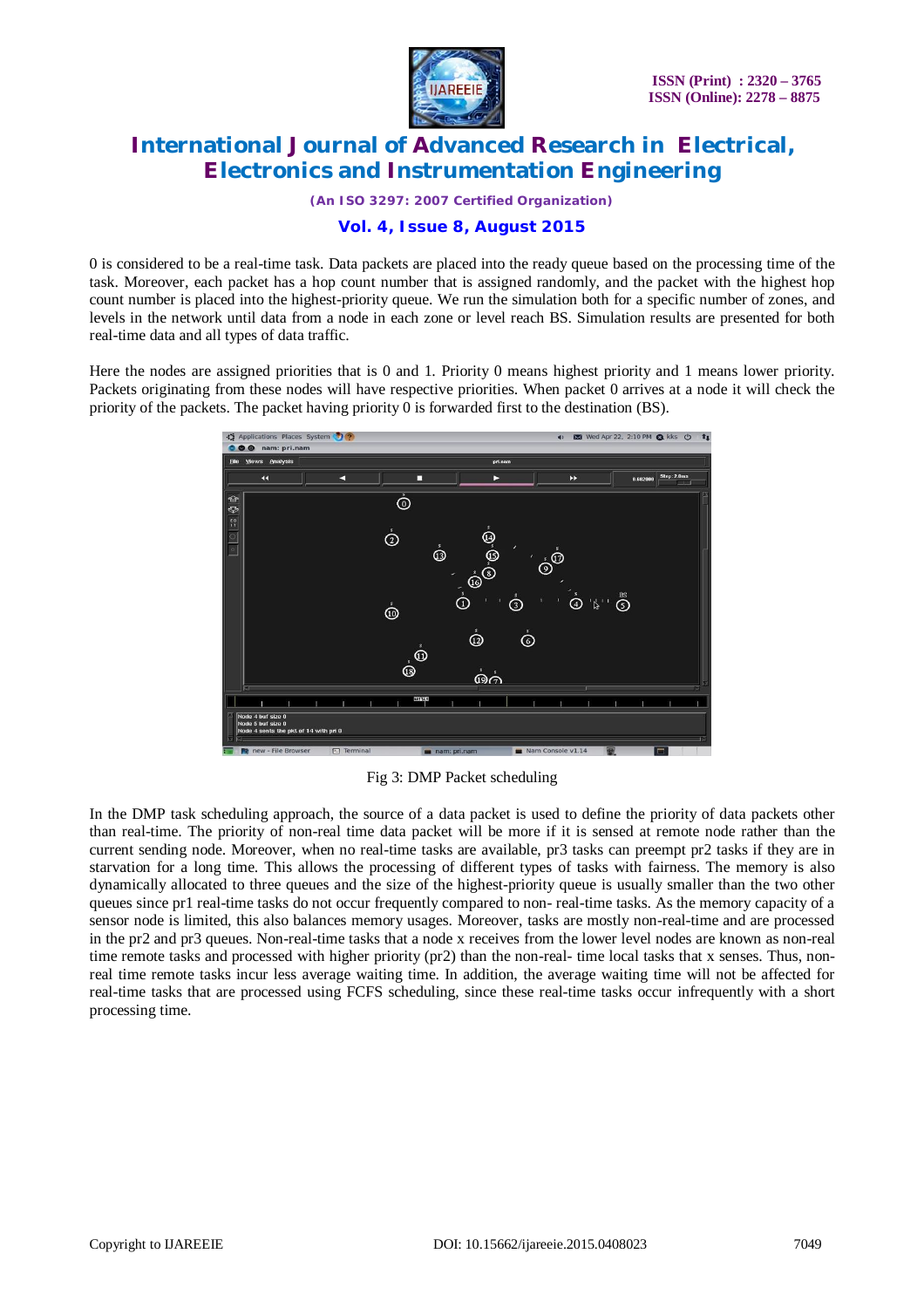0 is considered to be a real-time task. Data packets are placed into the ready queue based on the processing time of the task. Moreover, each packet has a hop count number that is assigned randomly, and the packet with the highest hop count number is placed into the highest-priority queue. We run the simulation both for a specific number of zones, and levels in the network until data from a node in each zone or level reach BS. Simulation results are presented for both real-time data and all types of data traffic.

Here the nodes are assigned priorities that is 0 and 1. Priority 0 means highest priority and 1 means lower priority. Packets originating from these nodes will have respective priorities. When packet 0 arrives at a node it will check the priority of the packets. The packet having priority 0 is forwarded first to the destination (BS).

Fig 3: DMP Packet scheduling

In the DMP task scheduling approach, the source of a data packet is used to define the priority of data packets other than real-time. The priority of non-real time data packet will be more if it is sensed at remote node rather than the current sending node. Moreover, when no real-time tasks are available, pr3 tasks can preempt pr2 tasks if they are in starvation for a long time. This allows the processing of different types of tasks with fairness. The memory is also dynamically allocated to three queues and the size of the highest-priority queue is usually smaller than the two other queues since pr1 real-time tasks do not occur frequently compared to non- real-time tasks. As the memory capacity of a sensor node is limited, this also balances memory usages. Moreover, tasks are mostly non-real-time and are processed in the pr2 and pr3 queues. Non-real-time tasks that a node x receives from the lower level nodes are known as non-real time remote tasks and processed with higher priority (pr2) than the non-real- time local tasks that x senses. Thus, non-real time remote tasks incur less average waiting time. In addition, the average waiting time will not be affected for real-time tasks that are processed using FCFS scheduling, since these real-time tasks occur infrequently with a short processing time.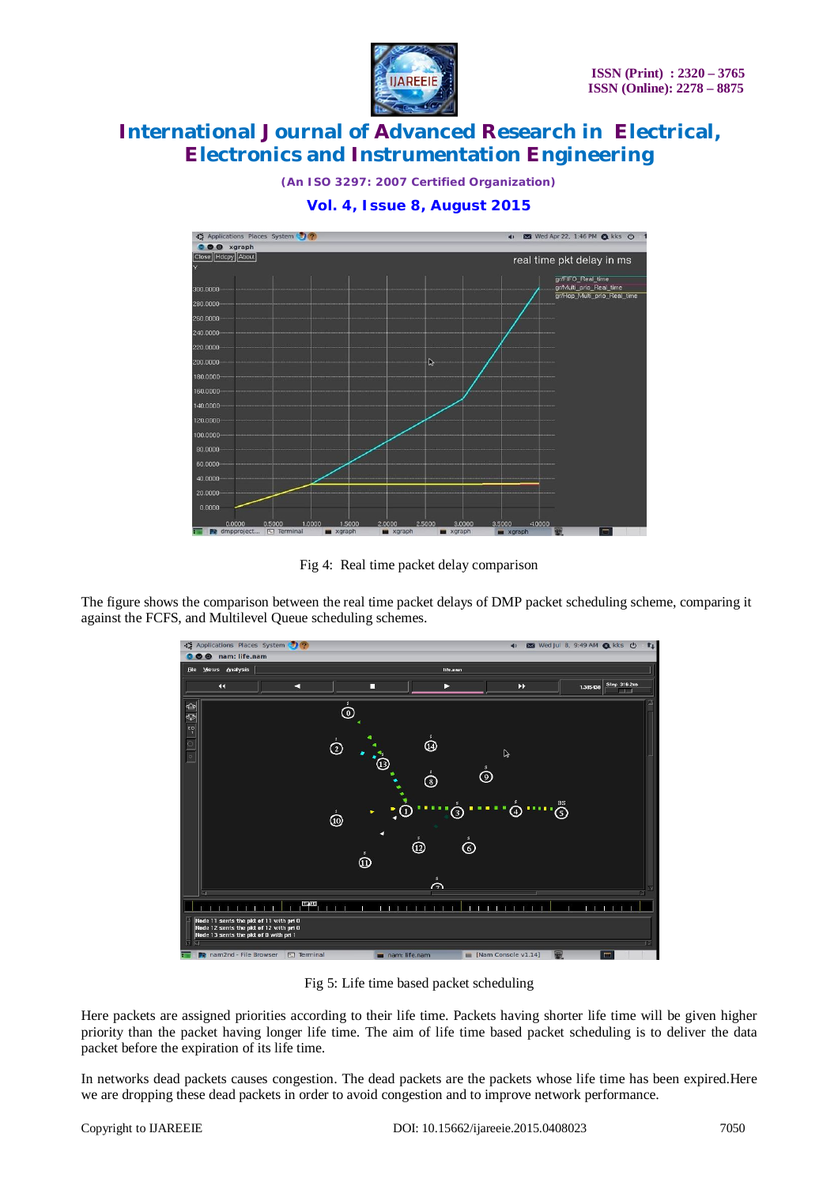Fig 4: Real time packet delay comparison

The figure shows the comparison between the real time packet delays of DMP packet scheduling scheme, comparing it against the FCFS, and Multilevel Queue scheduling schemes.

Fig 5: Life time based packet scheduling

Here packets are assigned priorities according to their life time. Packets having shorter life time will be given higher priority than the packet having longer life time. The aim of life time based packet scheduling is to deliver the data packet before the expiration of its life time.

In networks dead packets causes congestion. The dead packets are the packets whose life time has been expired.Here we are dropping these dead packets in order to avoid congestion and to improve network performance.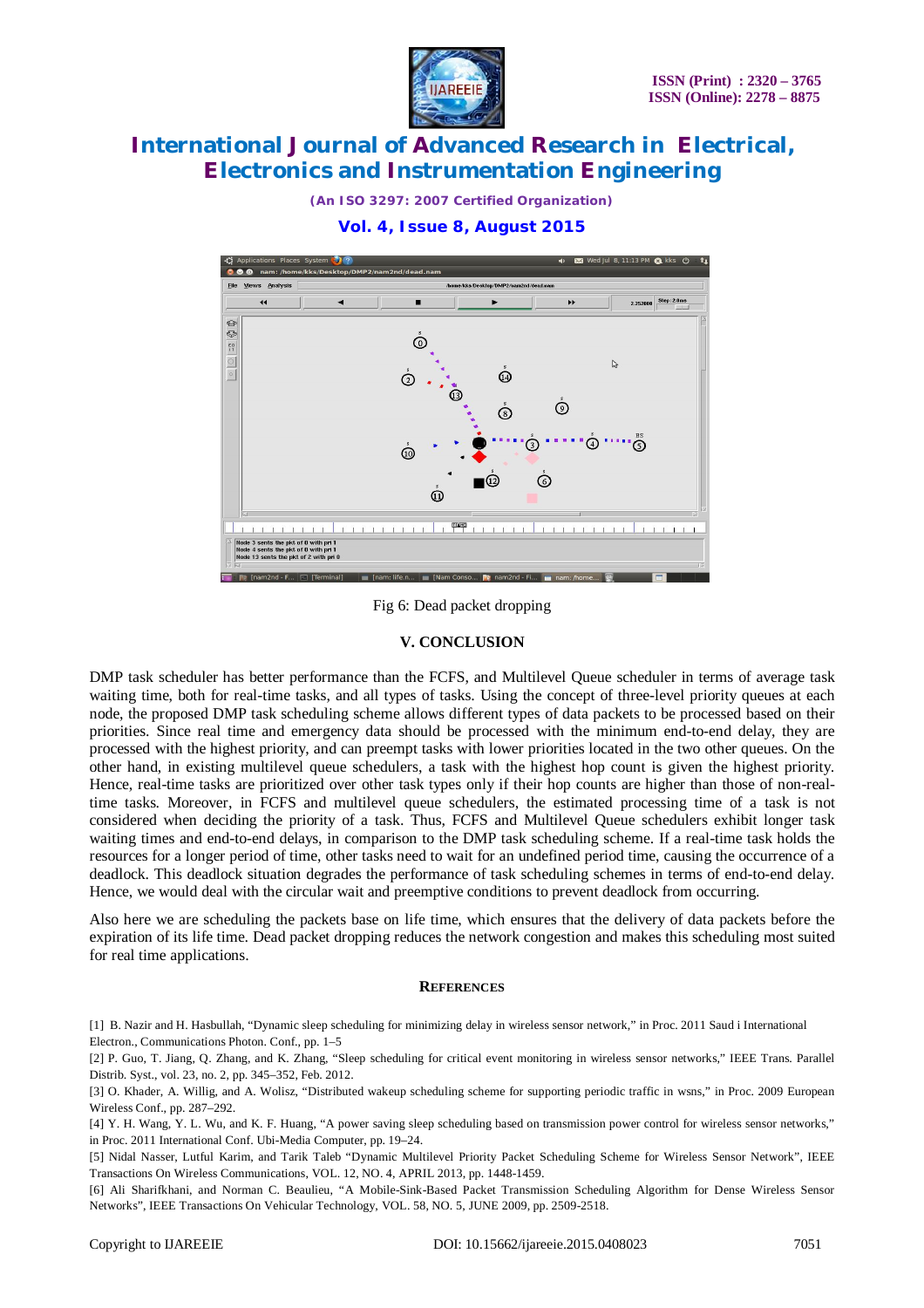Fig 6: Dead packet dropping

## V. CONCLUSION

DMP task scheduler has better performance than the FCFS, and Multilevel Queue scheduler in terms of average task waiting time, both for real-time tasks, and all types of tasks. Using the concept of three-level priority queues at each node, the proposed DMP task scheduling scheme allows different types of data packets to be processed based on their priorities. Since real time and emergency data should be processed with the minimum end-to-end delay, they are processed with the highest priority, and can preempt tasks with lower priorities located in the two other queues. On the other hand, in existing multilevel queue schedulers, a task with the highest hop count is given the highest priority. Hence, real-time tasks are prioritized over other task types only if their hop counts are higher than those of non-real-time tasks. Moreover, in FCFS and multilevel queue schedulers, the estimated processing time of a task is not considered when deciding the priority of a task. Thus, FCFS and Multilevel Queue schedulers exhibit longer task waiting times and end-to-end delays, in comparison to the DMP task scheduling scheme. If a real-time task holds the resources for a longer period of time, other tasks need to wait for an undefined period time, causing the occurrence of a deadlock. This deadlock situation degrades the performance of task scheduling schemes in terms of end-to-end delay. Hence, we would deal with the circular wait and preemptive conditions to prevent deadlock from occurring.

Also here we are scheduling the packets base on life time, which ensures that the delivery of data packets before the expiration of its life time. Dead packet dropping reduces the network congestion and makes this scheduling most suited for real time applications.

## REFERENCES

[1] B. Nazir and H. Hasbullah, "Dynamic sleep scheduling for minimizing delay in wireless sensor network," in Proc. 2011 Saud i International Electron., Communications Photon. Conf., pp. 1–5

[2] P. Guo, T. Jiang, Q. Zhang, and K. Zhang, "Sleep scheduling for critical event monitoring in wireless sensor networks," IEEE Trans. Parallel Distrib. Syst., vol. 23, no. 2, pp. 345–352, Feb. 2012.

[3] O. Khader, A. Willig, and A. Wolisz, "Distributed wakeup scheduling scheme for supporting periodic traffic in wsns," in Proc. 2009 European Wireless Conf., pp. 287–292.

[4] Y. H. Wang, Y. L. Wu, and K. F. Huang, "A power saving sleep scheduling based on transmission power control for wireless sensor networks," in Proc. 2011 International Conf. Ubi-Media Computer, pp. 19–24.

[5] Nidal Nasser, Lutful Karim, and Tarik Taleb "Dynamic Multilevel Priority Packet Scheduling Scheme for Wireless Sensor Network", IEEE Transactions On Wireless Communications, VOL. 12, NO. 4, APRIL 2013, pp. 1448-1459.

[6] Ali Sharifkhani, and Norman C. Beaulieu, "A Mobile-Sink-Based Packet Transmission Scheduling Algorithm for Dense Wireless Sensor Networks", IEEE Transactions On Vehicular Technology, VOL. 58, NO. 5, JUNE 2009, pp. 2509-2518.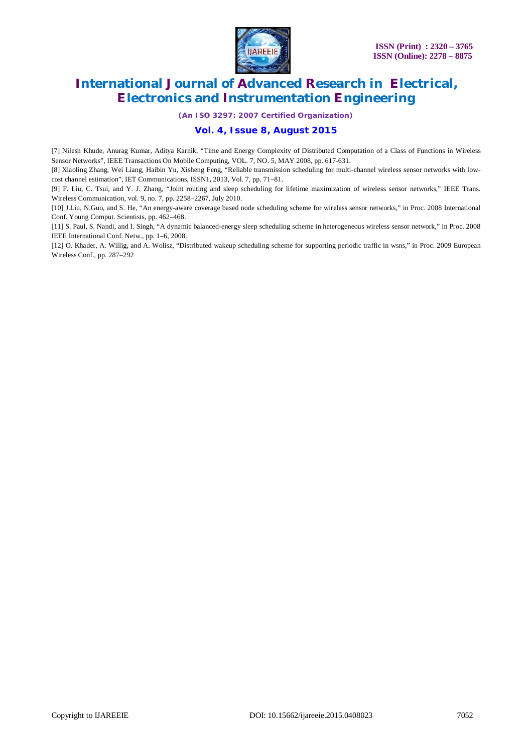[7] Nilesh Khude, Anurag Kumar, Aditya Karnik, "Time and Energy Complexity of Distributed Computation of a Class of Functions in Wireless Sensor Networks", IEEE Transactions On Mobile Computing, VOL. 7, NO. 5, MAY 2008, pp. 617-631.

[8] Xiaoling Zhang, Wei Liang, Haibin Yu, Xisheng Feng, "Reliable transmission scheduling for multi-channel wireless sensor networks with low-cost channel estimation", IET Communications, ISSN1, 2013, Vol. 7, pp. 71–81.

[9] F. Liu, C. Tsui, and Y. J. Zhang, "Joint routing and sleep scheduling for lifetime maximization of wireless sensor networks," IEEE Trans. Wireless Communication, vol. 9, no. 7, pp. 2258–2267, July 2010.

[10] J.Liu, N.Guo, and S. He, "An energy-aware coverage based node scheduling scheme for wireless sensor networks," in Proc. 2008 International Conf. Young Comput. Scientists, pp. 462–468.

[11] S. Paul, S. Nandi, and I. Singh, "A dynamic balanced-energy sleep scheduling scheme in heterogeneous wireless sensor network," in Proc. 2008 IEEE International Conf. Netw., pp. 1–6, 2008.

[12] O. Khader, A. Willig, and A. Wolisz, "Distributed wakeup scheduling scheme for supporting periodic traffic in wsns," in Proc. 2009 European Wireless Conf., pp. 287–292